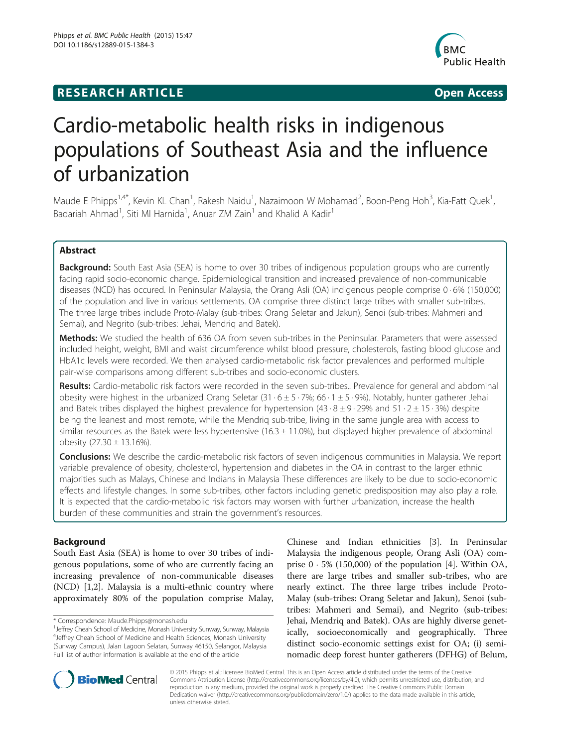## RESEARCH ARTICLE

Open Access

# Cardio-metabolic health risks in indigenous populations of Southeast Asia and the influence of urbanization

Maude E Phipps[1,4*], Kevin KL Chan[1], Rakesh Naidu[1], Nazaimoon W Mohamad[2], Boon-Peng Hoh[3], Kia-Fatt Quek[1], Badariah Ahmad[1], Siti MI Harnida[1], Anuar ZM Zain[1] and Khalid A Kadir[1]

## Abstract

**Background:** South East Asia (SEA) is home to over 30 tribes of indigenous population groups who are currently facing rapid socio-economic change. Epidemiological transition and increased prevalence of non-communicable diseases (NCD) has occured. In Peninsular Malaysia, the Orang Asli (OA) indigenous people comprise 0 · 6% (150,000) of the population and live in various settlements. OA comprise three distinct large tribes with smaller sub-tribes. The three large tribes include Proto-Malay (sub-tribes: Orang Seletar and Jakun), Senoi (sub-tribes: Mahmeri and Semai), and Negrito (sub-tribes: Jehai, Mendriq and Batek).

**Methods:** We studied the health of 636 OA from seven sub-tribes in the Peninsular. Parameters that were assessed included height, weight, BMI and waist circumference whilst blood pressure, cholesterols, fasting blood glucose and HbA1c levels were recorded. We then analysed cardio-metabolic risk factor prevalences and performed multiple pair-wise comparisons among different sub-tribes and socio-economic clusters.

**Results:** Cardio-metabolic risk factors were recorded in the seven sub-tribes.. Prevalence for general and abdominal obesity were highest in the urbanized Orang Seletar (31 · 6 ± 5 · 7%; 66 · 1 ± 5 · 9%). Notably, hunter gatherer Jehai and Batek tribes displayed the highest prevalence for hypertension (43 · 8 ± 9 · 29% and 51 · 2 ± 15 · 3%) despite being the leanest and most remote, while the Mendriq sub-tribe, living in the same jungle area with access to similar resources as the Batek were less hypertensive (16.3 ± 11.0%), but displayed higher prevalence of abdominal obesity (27.30 ± 13.16%).

**Conclusions:** We describe the cardio-metabolic risk factors of seven indigenous communities in Malaysia. We report variable prevalence of obesity, cholesterol, hypertension and diabetes in the OA in contrast to the larger ethnic majorities such as Malays, Chinese and Indians in Malaysia These differences are likely to be due to socio-economic effects and lifestyle changes. In some sub-tribes, other factors including genetic predisposition may also play a role. It is expected that the cardio-metabolic risk factors may worsen with further urbanization, increase the health burden of these communities and strain the government's resources.

## Background

South East Asia (SEA) is home to over 30 tribes of indigenous populations, some of who are currently facing an increasing prevalence of non-communicable diseases (NCD) [1,2]. Malaysia is a multi-ethnic country where approximately 80% of the population comprise Malay, Chinese and Indian ethnicities [3]. In Peninsular Malaysia the indigenous people, Orang Asli (OA) comprise 0 · 5% (150,000) of the population [4]. Within OA, there are large tribes and smaller sub-tribes, who are nearly extinct. The three large tribes include Proto-Malay (sub-tribes: Orang Seletar and Jakun), Senoi (sub-tribes: Mahmeri and Semai), and Negrito (sub-tribes: Jehai, Mendriq and Batek). OAs are highly diverse genetically, socioeconomically and geographically. Three distinct socio-economic settings exist for OA; (i) semi-nomadic deep forest hunter gatherers (DFHG) of Belum,

\* Correspondence: Maude.Phipps@monash.edu
[1]Jeffrey Cheah School of Medicine, Monash University Sunway, Sunway, Malaysia
[4]Jeffrey Cheah School of Medicine and Health Sciences, Monash University (Sunway Campus), Jalan Lagoon Selatan, Sunway 46150, Selangor, Malaysia
Full list of author information is available at the end of the article

© 2015 Phipps et al.; licensee BioMed Central. This is an Open Access article distributed under the terms of the Creative Commons Attribution License (http://creativecommons.org/licenses/by/4.0), which permits unrestricted use, distribution, and reproduction in any medium, provided the original work is properly credited. The Creative Commons Public Domain Dedication waiver (http://creativecommons.org/publicdomain/zero/1.0/) applies to the data made available in this article, unless otherwise stated.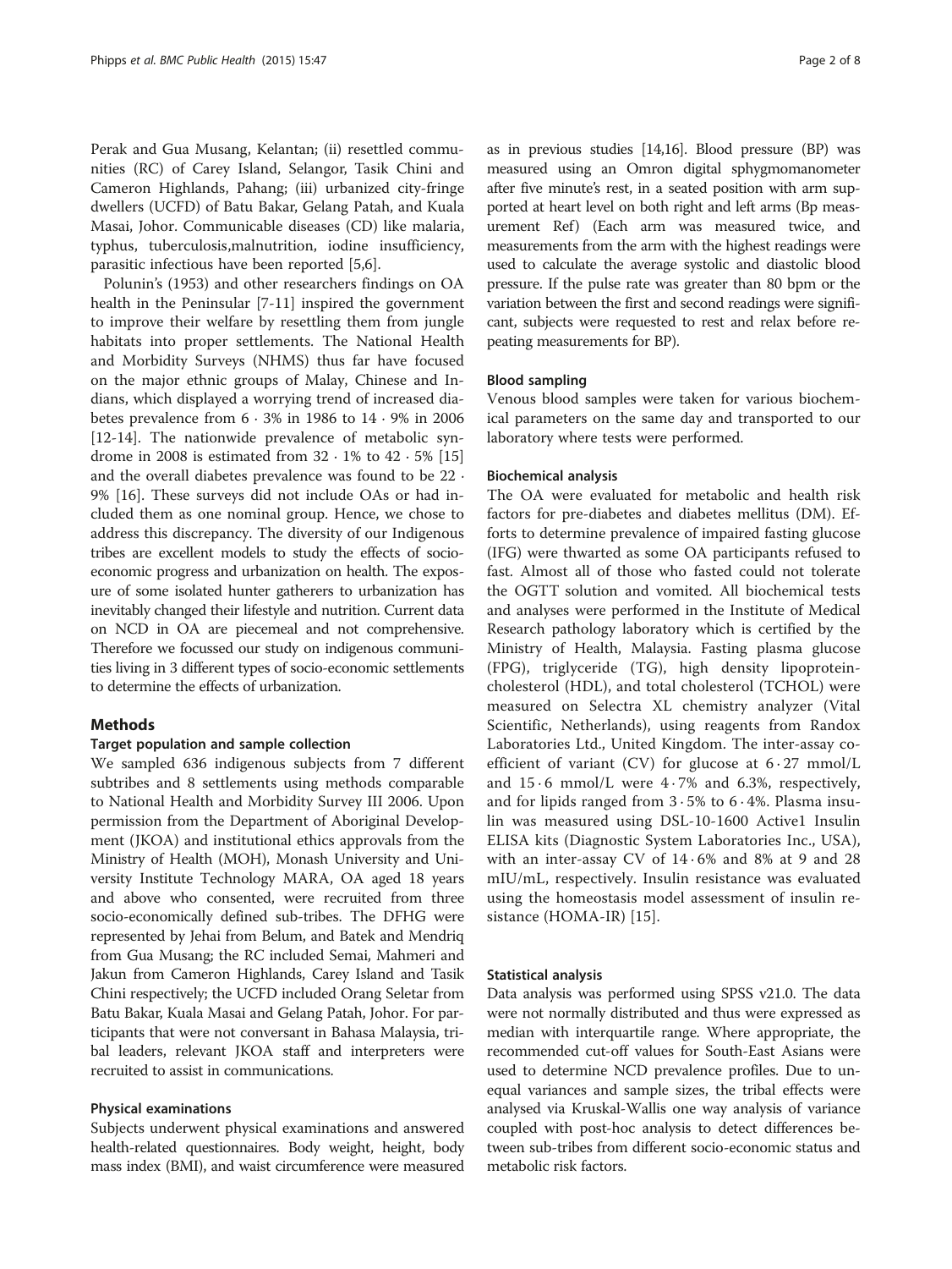Perak and Gua Musang, Kelantan; (ii) resettled communities (RC) of Carey Island, Selangor, Tasik Chini and Cameron Highlands, Pahang; (iii) urbanized city-fringe dwellers (UCFD) of Batu Bakar, Gelang Patah, and Kuala Masai, Johor. Communicable diseases (CD) like malaria, typhus, tuberculosis,malnutrition, iodine insufficiency, parasitic infectious have been reported [5,6].

Polunin's (1953) and other researchers findings on OA health in the Peninsular [7-11] inspired the government to improve their welfare by resettling them from jungle habitats into proper settlements. The National Health and Morbidity Surveys (NHMS) thus far have focused on the major ethnic groups of Malay, Chinese and Indians, which displayed a worrying trend of increased diabetes prevalence from 6 · 3% in 1986 to 14 · 9% in 2006 [12-14]. The nationwide prevalence of metabolic syndrome in 2008 is estimated from 32 · 1% to 42 · 5% [15] and the overall diabetes prevalence was found to be 22 · 9% [16]. These surveys did not include OAs or had included them as one nominal group. Hence, we chose to address this discrepancy. The diversity of our Indigenous tribes are excellent models to study the effects of socio-economic progress and urbanization on health. The exposure of some isolated hunter gatherers to urbanization has inevitably changed their lifestyle and nutrition. Current data on NCD in OA are piecemeal and not comprehensive. Therefore we focussed our study on indigenous communities living in 3 different types of socio-economic settlements to determine the effects of urbanization.

## Methods

### Target population and sample collection

We sampled 636 indigenous subjects from 7 different subtribes and 8 settlements using methods comparable to National Health and Morbidity Survey III 2006. Upon permission from the Department of Aboriginal Development (JKOA) and institutional ethics approvals from the Ministry of Health (MOH), Monash University and University Institute Technology MARA, OA aged 18 years and above who consented, were recruited from three socio-economically defined sub-tribes. The DFHG were represented by Jehai from Belum, and Batek and Mendriq from Gua Musang; the RC included Semai, Mahmeri and Jakun from Cameron Highlands, Carey Island and Tasik Chini respectively; the UCFD included Orang Seletar from Batu Bakar, Kuala Masai and Gelang Patah, Johor. For participants that were not conversant in Bahasa Malaysia, tribal leaders, relevant JKOA staff and interpreters were recruited to assist in communications.

### Physical examinations

Subjects underwent physical examinations and answered health-related questionnaires. Body weight, height, body mass index (BMI), and waist circumference were measured as in previous studies [14,16]. Blood pressure (BP) was measured using an Omron digital sphygmomanometer after five minute's rest, in a seated position with arm supported at heart level on both right and left arms (Bp measurement Ref) (Each arm was measured twice, and measurements from the arm with the highest readings were used to calculate the average systolic and diastolic blood pressure. If the pulse rate was greater than 80 bpm or the variation between the first and second readings were significant, subjects were requested to rest and relax before repeating measurements for BP).

### Blood sampling

Venous blood samples were taken for various biochemical parameters on the same day and transported to our laboratory where tests were performed.

### Biochemical analysis

The OA were evaluated for metabolic and health risk factors for pre-diabetes and diabetes mellitus (DM). Efforts to determine prevalence of impaired fasting glucose (IFG) were thwarted as some OA participants refused to fast. Almost all of those who fasted could not tolerate the OGTT solution and vomited. All biochemical tests and analyses were performed in the Institute of Medical Research pathology laboratory which is certified by the Ministry of Health, Malaysia. Fasting plasma glucose (FPG), triglyceride (TG), high density lipoprotein-cholesterol (HDL), and total cholesterol (TCHOL) were measured on Selectra XL chemistry analyzer (Vital Scientific, Netherlands), using reagents from Randox Laboratories Ltd., United Kingdom. The inter-assay coefficient of variant (CV) for glucose at 6 · 27 mmol/L and 15 · 6 mmol/L were 4 · 7% and 6.3%, respectively, and for lipids ranged from 3 · 5% to 6 · 4%. Plasma insulin was measured using DSL-10-1600 Active1 Insulin ELISA kits (Diagnostic System Laboratories Inc., USA), with an inter-assay CV of 14 · 6% and 8% at 9 and 28 mIU/mL, respectively. Insulin resistance was evaluated using the homeostasis model assessment of insulin resistance (HOMA-IR) [15].

### Statistical analysis

Data analysis was performed using SPSS v21.0. The data were not normally distributed and thus were expressed as median with interquartile range. Where appropriate, the recommended cut-off values for South-East Asians were used to determine NCD prevalence profiles. Due to unequal variances and sample sizes, the tribal effects were analysed via Kruskal-Wallis one way analysis of variance coupled with post-hoc analysis to detect differences between sub-tribes from different socio-economic status and metabolic risk factors.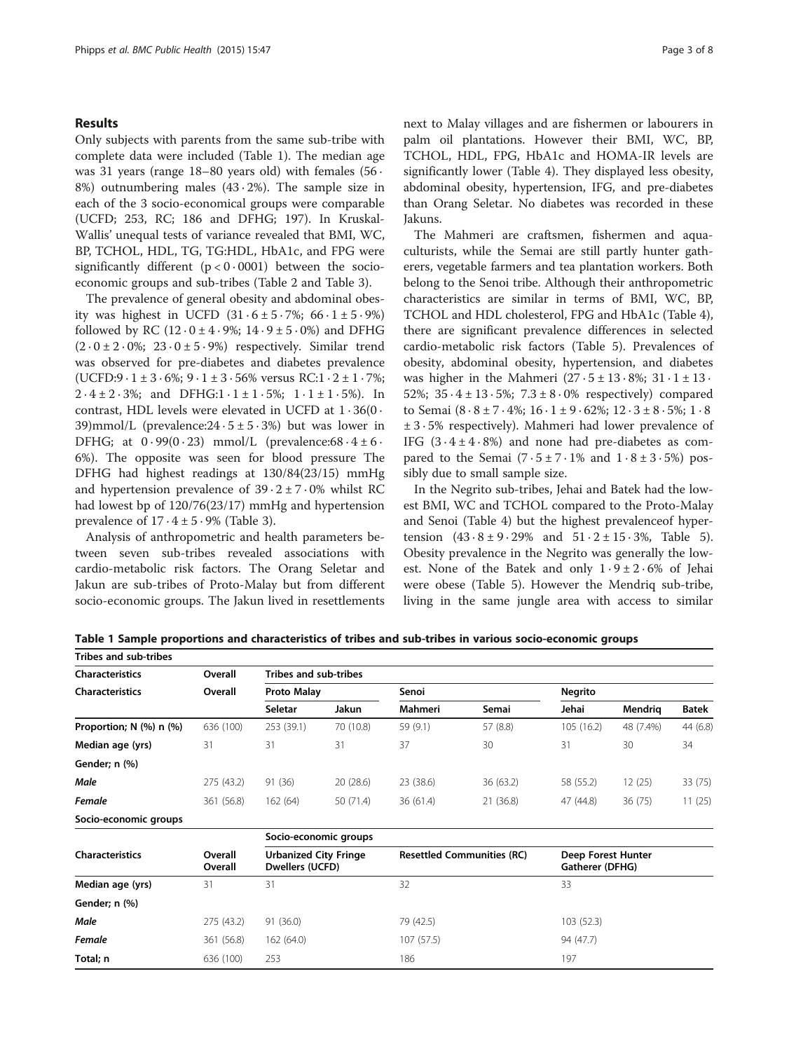## Results

Only subjects with parents from the same sub-tribe with complete data were included (Table 1). The median age was 31 years (range 18–80 years old) with females (56·8%) outnumbering males (43·2%). The sample size in each of the 3 socio-economical groups were comparable (UCFD; 253, RC; 186 and DFHG; 197). In Kruskal-Wallis' unequal tests of variance revealed that BMI, WC, BP, TCHOL, HDL, TG, TG:HDL, HbA1c, and FPG were significantly different ($p < 0 \cdot 0001$) between the socio-economic groups and sub-tribes (Table 2 and Table 3).

The prevalence of general obesity and abdominal obesity was highest in UCFD (31·6 ± 5·7%; 66·1 ± 5·9%) followed by RC (12·0 ± 4·9%; 14·9 ± 5·0%) and DFHG (2·0 ± 2·0%; 23·0 ± 5·9%) respectively. Similar trend was observed for pre-diabetes and diabetes prevalence (UCFD:9·1 ± 3·6%; 9·1 ± 3·56% versus RC:1·2 ± 1·7%; 2·4 ± 2·3%; and DFHG:1·1 ± 1·5%; 1·1 ± 1·5%). In contrast, HDL levels were elevated in UCFD at 1·36(0·39)mmol/L (prevalence:24·5 ± 5·3%) but was lower in DFHG; at 0·99(0·23) mmol/L (prevalence:68·4 ± 6·6%). The opposite was seen for blood pressure The DFHG had highest readings at 130/84(23/15) mmHg and hypertension prevalence of 39·2 ± 7·0% whilst RC had lowest bp of 120/76(23/17) mmHg and hypertension prevalence of 17·4 ± 5·9% (Table 3).

Analysis of anthropometric and health parameters between seven sub-tribes revealed associations with cardio-metabolic risk factors. The Orang Seletar and Jakun are sub-tribes of Proto-Malay but from different socio-economic groups. The Jakun lived in resettlements next to Malay villages and are fishermen or labourers in palm oil plantations. However their BMI, WC, BP, TCHOL, HDL, FPG, HbA1c and HOMA-IR levels are significantly lower (Table 4). They displayed less obesity, abdominal obesity, hypertension, IFG, and pre-diabetes than Orang Seletar. No diabetes was recorded in these Jakuns.

The Mahmeri are craftsmen, fishermen and aquaculturists, while the Semai are still partly hunter gatherers, vegetable farmers and tea plantation workers. Both belong to the Senoi tribe. Although their anthropometric characteristics are similar in terms of BMI, WC, BP, TCHOL and HDL cholesterol, FPG and HbA1c (Table 4), there are significant prevalence differences in selected cardio-metabolic risk factors (Table 5). Prevalences of obesity, abdominal obesity, hypertension, and diabetes was higher in the Mahmeri (27·5 ± 13·8%; 31·1 ± 13·52%; 35·4 ± 13·5%; 7.3 ± 8·0% respectively) compared to Semai (8·8 ± 7·4%; 16·1 ± 9·62%; 12·3 ± 8·5%; 1·8 ± 3·5% respectively). Mahmeri had lower prevalence of IFG (3·4 ± 4·8%) and none had pre-diabetes as compared to the Semai (7·5 ± 7·1% and 1·8 ± 3·5%) possibly due to small sample size.

In the Negrito sub-tribes, Jehai and Batek had the lowest BMI, WC and TCHOL compared to the Proto-Malay and Senoi (Table 4) but the highest prevalenceof hypertension (43·8 ± 9·29% and 51·2 ± 15·3%, Table 5). Obesity prevalence in the Negrito was generally the lowest. None of the Batek and only 1·9 ± 2·6% of Jehai were obese (Table 5). However the Mendriq sub-tribe, living in the same jungle area with access to similar

**Table 1 Sample proportions and characteristics of tribes and sub-tribes in various socio-economic groups**

| Tribes and sub-tribes | | | | | | | | |
|---|---|---|---|---|---|---|---|---|
| **Characteristics** | **Overall** | **Tribes and sub-tribes** | | | | | | |
| **Characteristics** | **Overall** | **Proto Malay** | | **Senoi** | | **Negrito** | | |
| | | **Seletar** | **Jakun** | **Mahmeri** | **Semai** | **Jehai** | **Mendriq** | **Batek** |
| **Proportion; N (%) n (%)** | 636 (100) | 253 (39.1) | 70 (10.8) | 59 (9.1) | 57 (8.8) | 105 (16.2) | 48 (7.4%) | 44 (6.8) |
| **Median age (yrs)** | 31 | 31 | 31 | 37 | 30 | 31 | 30 | 34 |
| **Gender; n (%)** | | | | | | | | |
| ***Male*** | 275 (43.2) | 91 (36) | 20 (28.6) | 23 (38.6) | 36 (63.2) | 58 (55.2) | 12 (25) | 33 (75) |
| ***Female*** | 361 (56.8) | 162 (64) | 50 (71.4) | 36 (61.4) | 21 (36.8) | 47 (44.8) | 36 (75) | 11 (25) |
| **Socio-economic groups** | | | | | | | | |
| | | **Socio-economic groups** | | | | | | |
| **Characteristics** | **Overall Overall** | **Urbanized City Fringe Dwellers (UCFD)** | | **Resettled Communities (RC)** | | **Deep Forest Hunter Gatherer (DFHG)** | | |
| **Median age (yrs)** | 31 | 31 | | 32 | | 33 | | |
| **Gender; n (%)** | | | | | | | | |
| ***Male*** | 275 (43.2) | 91 (36.0) | | 79 (42.5) | | 103 (52.3) | | |
| ***Female*** | 361 (56.8) | 162 (64.0) | | 107 (57.5) | | 94 (47.7) | | |
| **Total; n** | 636 (100) | 253 | | 186 | | 197 | | |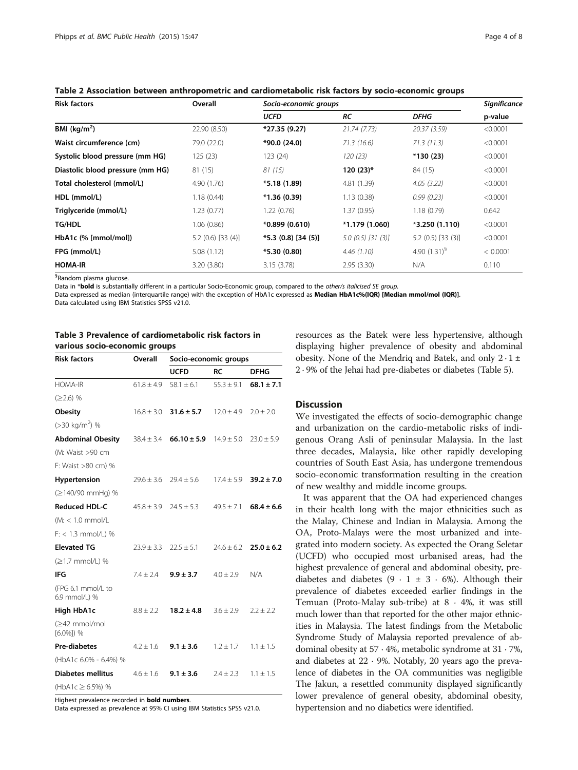**Table 2 Association between anthropometric and cardiometabolic risk factors by socio-economic groups**

| Risk factors | Overall | *Socio-economic groups* | | | *Significance* |
|---|---|---|---|---|---|
| | | *UCFD* | *RC* | *DFHG* | p-value |
| **BMI (kg/m$^2$)** | 22.90 (8.50) | ***27.35 (9.27)** | *21.74 (7.73)* | *20.37 (3.59)* | <0.0001 |
| **Waist circumference (cm)** | 79.0 (22.0) | ***90.0 (24.0)** | *71.3 (16.6)* | *71.3 (11.3)* | <0.0001 |
| **Systolic blood pressure (mm HG)** | 125 (23) | 123 (24) | *120 (23)* | ***130 (23)** | <0.0001 |
| **Diastolic blood pressure (mm HG)** | 81 (15) | *81 (15)* | **120 (23)*** | 84 (15) | <0.0001 |
| **Total cholesterol (mmol/L)** | 4.90 (1.76) | ***5.18 (1.89)** | 4.81 (1.39) | *4.05 (3.22)* | <0.0001 |
| **HDL (mmol/L)** | 1.18 (0.44) | ***1.36 (0.39)** | 1.13 (0.38) | *0.99 (0.23)* | <0.0001 |
| **Triglyceride (mmol/L)** | 1.23 (0.77) | 1.22 (0.76) | 1.37 (0.95) | 1.18 (0.79) | 0.642 |
| **TG/HDL** | 1.06 (0.86) | ***0.899 (0.610)** | ***1.179 (1.060)** | ***3.250 (1.110)** | <0.0001 |
| **HbA1c (% [mmol/mol])** | 5.2 (0.6) [33 (4)] | ***5.3 (0.8) [34 (5)]** | *5.0 (0.5) [31 (3)]* | 5.2 (0.5) [33 (3)] | <0.0001 |
| **FPG (mmol/L)** | 5.08 (1.12) | ***5.30 (0.80)** | *4.46 (1.10)* | *4.90 (1.31)*$^§$ | < 0.0001 |
| **HOMA-IR** | 3.20 (3.80) | 3.15 (3.78) | 2.95 (3.30) | N/A | 0.110 |

$^§$Random plasma glucose.
Data in ***bold** is substantially different in a particular Socio-Economic group, compared to the *other/s italicised SE group*.
Data expressed as median (interquartile range) with the exception of HbA1c expressed as **Median HbA1c%(IQR) [Median mmol/mol (IQR)]**.
Data calculated using IBM Statistics SPSS v21.0.

**Table 3 Prevalence of cardiometabolic risk factors in various socio-economic groups**

| Risk factors | Overall | Socio-economic groups | | |
|---|---|---|---|---|
| | | UCFD | RC | DFHG |
| HOMA-IR (≥2.6) % | 61.8 ± 4.9 | 58.1 ± 6.1 | 55.3 ± 9.1 | **68.1 ± 7.1** |
| **Obesity** (>30 kg/m$^2$) % | 16.8 ± 3.0 | **31.6 ± 5.7** | 12.0 ± 4.9 | 2.0 ± 2.0 |
| **Abdominal Obesity** (M: Waist >90 cm F: Waist >80 cm) % | 38.4 ± 3.4 | **66.10 ± 5.9** | 14.9 ± 5.0 | 23.0 ± 5.9 |
| **Hypertension** (≥140/90 mmHg) % | 29.6 ± 3.6 | 29.4 ± 5.6 | 17.4 ± 5.9 | **39.2 ± 7.0** |
| **Reduced HDL-C** (M: < 1.0 mmol/L F: < 1.3 mmol/L) % | 45.8 ± 3.9 | 24.5 ± 5.3 | 49.5 ± 7.1 | **68.4 ± 6.6** |
| **Elevated TG** (≥1.7 mmol/L) % | 23.9 ± 3.3 | 22.5 ± 5.1 | 24.6 ± 6.2 | **25.0 ± 6.2** |
| **IFG** (FPG 6.1 mmol/L to 6.9 mmol/L) % | 7.4 ± 2.4 | **9.9 ± 3.7** | 4.0 ± 2.9 | N/A |
| **High HbA1c** (≥42 mmol/mol [6.0%]) % | 8.8 ± 2.2 | **18.2 ± 4.8** | 3.6 ± 2.9 | 2.2 ± 2.2 |
| **Pre-diabetes** (HbA1c 6.0% - 6.4%) % | 4.2 ± 1.6 | **9.1 ± 3.6** | 1.2 ± 1.7 | 1.1 ± 1.5 |
| **Diabetes mellitus** (HbA1c ≥ 6.5%) % | 4.6 ± 1.6 | **9.1 ± 3.6** | 2.4 ± 2.3 | 1.1 ± 1.5 |

Highest prevalence recorded in **bold numbers**.
Data expressed as prevalence at 95% CI using IBM Statistics SPSS v21.0.

resources as the Batek were less hypertensive, although displaying higher prevalence of obesity and abdominal obesity. None of the Mendriq and Batek, and only 2 · 1 ± 2 · 9% of the Jehai had pre-diabetes or diabetes (Table 5).

## Discussion

We investigated the effects of socio-demographic change and urbanization on the cardio-metabolic risks of indigenous Orang Asli of peninsular Malaysia. In the last three decades, Malaysia, like other rapidly developing countries of South East Asia, has undergone tremendous socio-economic transformation resulting in the creation of new wealthy and middle income groups.

It was apparent that the OA had experienced changes in their health long with the major ethnicities such as the Malay, Chinese and Indian in Malaysia. Among the OA, Proto-Malays were the most urbanized and integrated into modern society. As expected the Orang Seletar (UCFD) who occupied most urbanised areas, had the highest prevalence of general and abdominal obesity, prediabetes and diabetes (9 · 1 ± 3 · 6%). Although their prevalence of diabetes exceeded earlier findings in the Temuan (Proto-Malay sub-tribe) at 8 · 4%, it was still much lower than that reported for the other major ethnicities in Malaysia. The latest findings from the Metabolic Syndrome Study of Malaysia reported prevalence of abdominal obesity at 57 · 4%, metabolic syndrome at 31 · 7%, and diabetes at 22 · 9%. Notably, 20 years ago the prevalence of diabetes in the OA communities was negligible The Jakun, a resettled community displayed significantly lower prevalence of general obesity, abdominal obesity, hypertension and no diabetics were identified.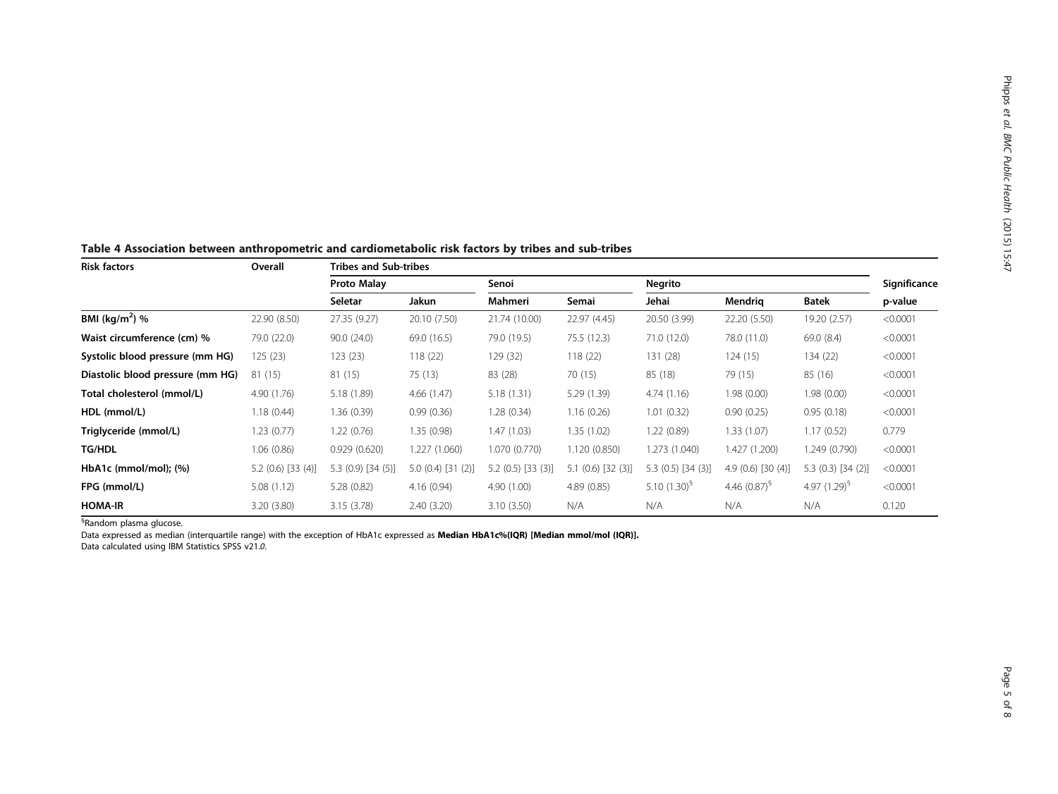**Table 4 Association between anthropometric and cardiometabolic risk factors by tribes and sub-tribes**

| Risk factors | Overall | Tribes and Sub-tribes | | | | | | | Significance |
|---|---|---|---|---|---|---|---|---|---|
| | | Proto Malay | | Senoi | | Negrito | | | |
| | | Seletar | Jakun | Mahmeri | Semai | Jehai | Mendriq | Batek | p-value |
| **BMI ($kg/m^2$) %** | 22.90 (8.50) | 27.35 (9.27) | 20.10 (7.50) | 21.74 (10.00) | 22.97 (4.45) | 20.50 (3.99) | 22.20 (5.50) | 19.20 (2.57) | <0.0001 |
| **Waist circumference (cm) %** | 79.0 (22.0) | 90.0 (24.0) | 69.0 (16.5) | 79.0 (19.5) | 75.5 (12.3) | 71.0 (12.0) | 78.0 (11.0) | 69.0 (8.4) | <0.0001 |
| **Systolic blood pressure (mm HG)** | 125 (23) | 123 (23) | 118 (22) | 129 (32) | 118 (22) | 131 (28) | 124 (15) | 134 (22) | <0.0001 |
| **Diastolic blood pressure (mm HG)** | 81 (15) | 81 (15) | 75 (13) | 83 (28) | 70 (15) | 85 (18) | 79 (15) | 85 (16) | <0.0001 |
| **Total cholesterol (mmol/L)** | 4.90 (1.76) | 5.18 (1.89) | 4.66 (1.47) | 5.18 (1.31) | 5.29 (1.39) | 4.74 (1.16) | 1.98 (0.00) | 1.98 (0.00) | <0.0001 |
| **HDL (mmol/L)** | 1.18 (0.44) | 1.36 (0.39) | 0.99 (0.36) | 1.28 (0.34) | 1.16 (0.26) | 1.01 (0.32) | 0.90 (0.25) | 0.95 (0.18) | <0.0001 |
| **Triglyceride (mmol/L)** | 1.23 (0.77) | 1.22 (0.76) | 1.35 (0.98) | 1.47 (1.03) | 1.35 (1.02) | 1.22 (0.89) | 1.33 (1.07) | 1.17 (0.52) | 0.779 |
| **TG/HDL** | 1.06 (0.86) | 0.929 (0.620) | 1.227 (1.060) | 1.070 (0.770) | 1.120 (0.850) | 1.273 (1.040) | 1.427 (1.200) | 1.249 (0.790) | <0.0001 |
| **HbA1c (mmol/mol); (%)** | 5.2 (0.6) [33 (4)] | 5.3 (0.9) [34 (5)] | 5.0 (0.4) [31 (2)] | 5.2 (0.5) [33 (3)] | 5.1 (0.6) [32 (3)] | 5.3 (0.5) [34 (3)] | 4.9 (0.6) [30 (4)] | 5.3 (0.3) [34 (2)] | <0.0001 |
| **FPG (mmol/L)** | 5.08 (1.12) | 5.28 (0.82) | 4.16 (0.94) | 4.90 (1.00) | 4.89 (0.85) | 5.10 (1.30)[§] | 4.46 (0.87)[§] | 4.97 (1.29)[§] | <0.0001 |
| **HOMA-IR** | 3.20 (3.80) | 3.15 (3.78) | 2.40 (3.20) | 3.10 (3.50) | N/A | N/A | N/A | N/A | 0.120 |

[§]Random plasma glucose.

Data expressed as median (interquartile range) with the exception of HbA1c expressed as **Median HbA1c%(IQR) [Median mmol/mol (IQR)].**

Data calculated using IBM Statistics SPSS v21.*0*.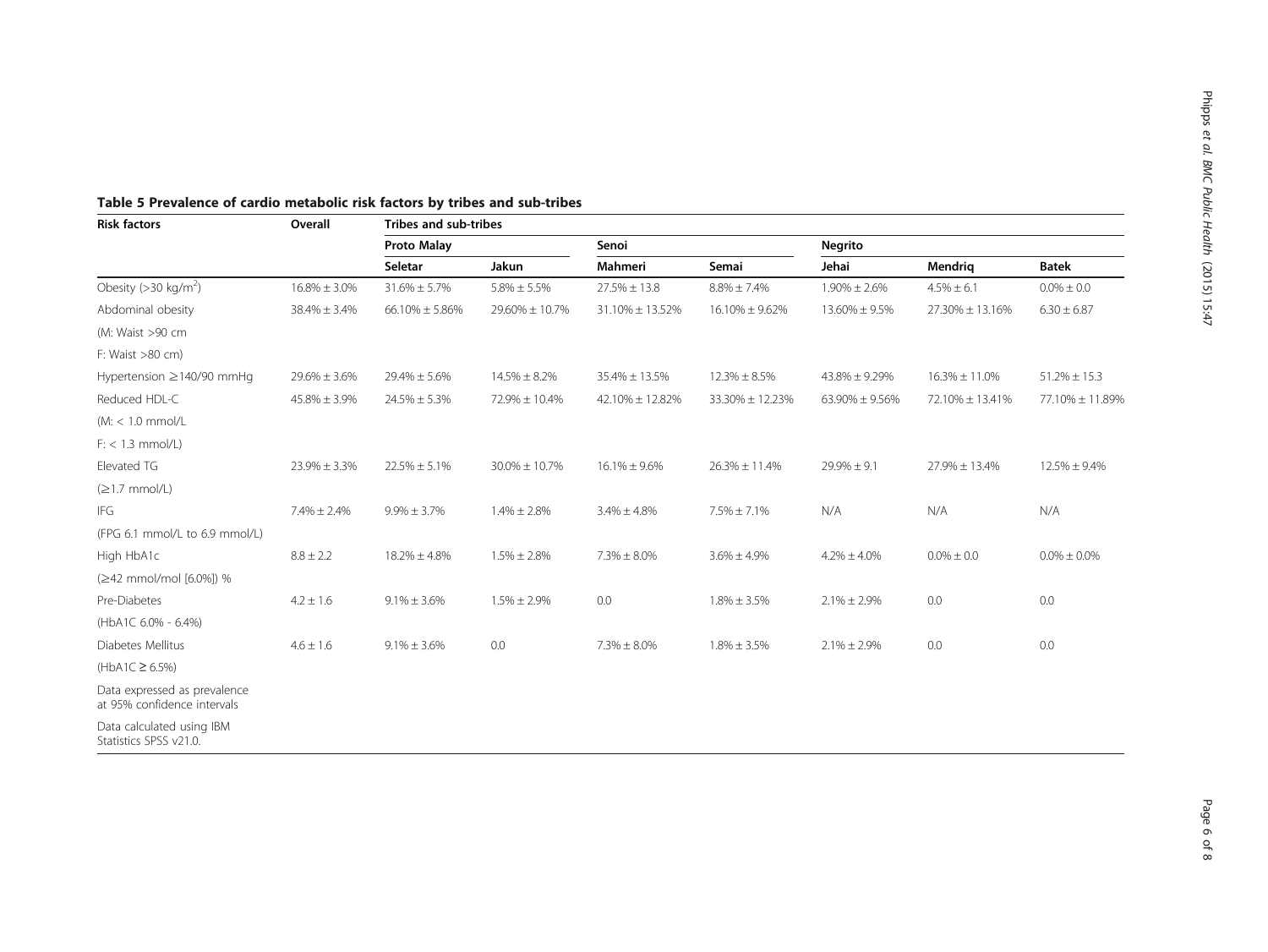**Table 5 Prevalence of cardio metabolic risk factors by tribes and sub-tribes**

| Risk factors | Overall | Tribes and sub-tribes | | | | | | |
|---|---|---|---|---|---|---|---|---|
| | | Proto Malay | | Senoi | | Negrito | | |
| | | **Seletar** | **Jakun** | **Mahmeri** | **Semai** | **Jehai** | **Mendriq** | **Batek** |
| Obesity (>30 kg/m$^2$) | 16.8% ± 3.0% | 31.6% ± 5.7% | 5.8% ± 5.5% | 27.5% ± 13.8 | 8.8% ± 7.4% | 1.90% ± 2.6% | 4.5% ± 6.1 | 0.0% ± 0.0 |
| Abdominal obesity | 38.4% ± 3.4% | 66.10% ± 5.86% | 29.60% ± 10.7% | 31.10% ± 13.52% | 16.10% ± 9.62% | 13.60% ± 9.5% | 27.30% ± 13.16% | 6.30 ± 6.87 |
| (M: Waist >90 cm | | | | | | | | |
| F: Waist >80 cm) | | | | | | | | |
| Hypertension ≥140/90 mmHg | 29.6% ± 3.6% | 29.4% ± 5.6% | 14.5% ± 8.2% | 35.4% ± 13.5% | 12.3% ± 8.5% | 43.8% ± 9.29% | 16.3% ± 11.0% | 51.2% ± 15.3 |
| Reduced HDL-C | 45.8% ± 3.9% | 24.5% ± 5.3% | 72.9% ± 10.4% | 42.10% ± 12.82% | 33.30% ± 12.23% | 63.90% ± 9.56% | 72.10% ± 13.41% | 77.10% ± 11.89% |
| (M: < 1.0 mmol/L | | | | | | | | |
| F: < 1.3 mmol/L) | | | | | | | | |
| Elevated TG | 23.9% ± 3.3% | 22.5% ± 5.1% | 30.0% ± 10.7% | 16.1% ± 9.6% | 26.3% ± 11.4% | 29.9% ± 9.1 | 27.9% ± 13.4% | 12.5% ± 9.4% |
| (≥1.7 mmol/L) | | | | | | | | |
| IFG | 7.4% ± 2.4% | 9.9% ± 3.7% | 1.4% ± 2.8% | 3.4% ± 4.8% | 7.5% ± 7.1% | N/A | N/A | N/A |
| (FPG 6.1 mmol/L to 6.9 mmol/L) | | | | | | | | |
| High HbA1c | 8.8 ± 2.2 | 18.2% ± 4.8% | 1.5% ± 2.8% | 7.3% ± 8.0% | 3.6% ± 4.9% | 4.2% ± 4.0% | 0.0% ± 0.0 | 0.0% ± 0.0% |
| (≥42 mmol/mol [6.0%]) % | | | | | | | | |
| Pre-Diabetes | 4.2 ± 1.6 | 9.1% ± 3.6% | 1.5% ± 2.9% | 0.0 | 1.8% ± 3.5% | 2.1% ± 2.9% | 0.0 | 0.0 |
| (HbA1C 6.0% - 6.4%) | | | | | | | | |
| Diabetes Mellitus | 4.6 ± 1.6 | 9.1% ± 3.6% | 0.0 | 7.3% ± 8.0% | 1.8% ± 3.5% | 2.1% ± 2.9% | 0.0 | 0.0 |
| (HbA1C ≥ 6.5%) | | | | | | | | |
| Data expressed as prevalence at 95% confidence intervals | | | | | | | | |
| Data calculated using IBM Statistics SPSS v21.0. | | | | | | | | |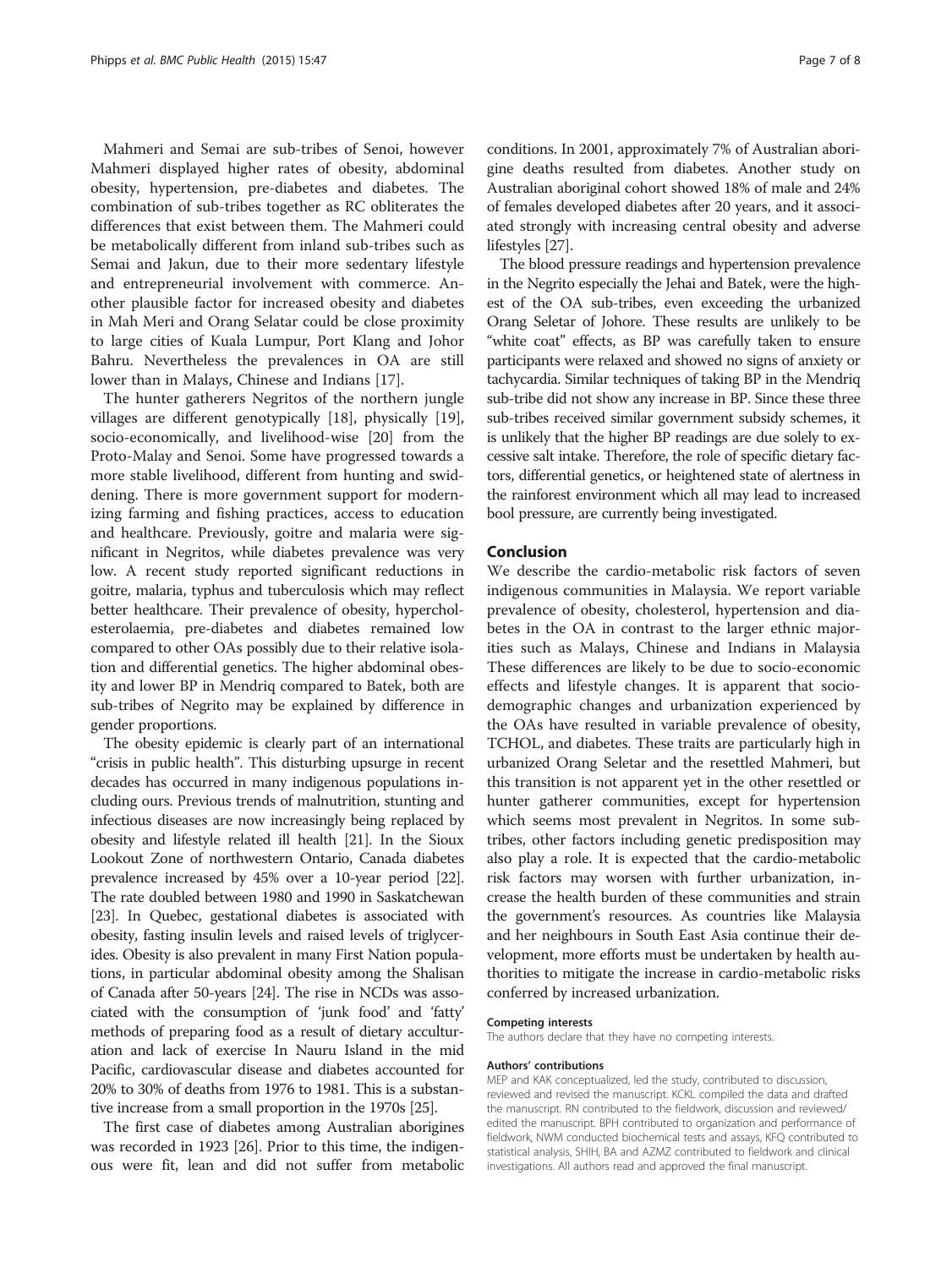Mahmeri and Semai are sub-tribes of Senoi, however Mahmeri displayed higher rates of obesity, abdominal obesity, hypertension, pre-diabetes and diabetes. The combination of sub-tribes together as RC obliterates the differences that exist between them. The Mahmeri could be metabolically different from inland sub-tribes such as Semai and Jakun, due to their more sedentary lifestyle and entrepreneurial involvement with commerce. Another plausible factor for increased obesity and diabetes in Mah Meri and Orang Selatar could be close proximity to large cities of Kuala Lumpur, Port Klang and Johor Bahru. Nevertheless the prevalences in OA are still lower than in Malays, Chinese and Indians [17].

The hunter gatherers Negritos of the northern jungle villages are different genotypically [18], physically [19], socio-economically, and livelihood-wise [20] from the Proto-Malay and Senoi. Some have progressed towards a more stable livelihood, different from hunting and swiddening. There is more government support for modernizing farming and fishing practices, access to education and healthcare. Previously, goitre and malaria were significant in Negritos, while diabetes prevalence was very low. A recent study reported significant reductions in goitre, malaria, typhus and tuberculosis which may reflect better healthcare. Their prevalence of obesity, hypercholesterolaemia, pre-diabetes and diabetes remained low compared to other OAs possibly due to their relative isolation and differential genetics. The higher abdominal obesity and lower BP in Mendriq compared to Batek, both are sub-tribes of Negrito may be explained by difference in gender proportions.

The obesity epidemic is clearly part of an international "crisis in public health". This disturbing upsurge in recent decades has occurred in many indigenous populations including ours. Previous trends of malnutrition, stunting and infectious diseases are now increasingly being replaced by obesity and lifestyle related ill health [21]. In the Sioux Lookout Zone of northwestern Ontario, Canada diabetes prevalence increased by 45% over a 10-year period [22]. The rate doubled between 1980 and 1990 in Saskatchewan [23]. In Quebec, gestational diabetes is associated with obesity, fasting insulin levels and raised levels of triglycerides. Obesity is also prevalent in many First Nation populations, in particular abdominal obesity among the Shalisan of Canada after 50-years [24]. The rise in NCDs was associated with the consumption of 'junk food' and 'fatty' methods of preparing food as a result of dietary acculturation and lack of exercise In Nauru Island in the mid Pacific, cardiovascular disease and diabetes accounted for 20% to 30% of deaths from 1976 to 1981. This is a substantive increase from a small proportion in the 1970s [25].

The first case of diabetes among Australian aborigines was recorded in 1923 [26]. Prior to this time, the indigenous were fit, lean and did not suffer from metabolic conditions. In 2001, approximately 7% of Australian aborigine deaths resulted from diabetes. Another study on Australian aboriginal cohort showed 18% of male and 24% of females developed diabetes after 20 years, and it associated strongly with increasing central obesity and adverse lifestyles [27].

The blood pressure readings and hypertension prevalence in the Negrito especially the Jehai and Batek, were the highest of the OA sub-tribes, even exceeding the urbanized Orang Seletar of Johore. These results are unlikely to be "white coat" effects, as BP was carefully taken to ensure participants were relaxed and showed no signs of anxiety or tachycardia. Similar techniques of taking BP in the Mendriq sub-tribe did not show any increase in BP. Since these three sub-tribes received similar government subsidy schemes, it is unlikely that the higher BP readings are due solely to excessive salt intake. Therefore, the role of specific dietary factors, differential genetics, or heightened state of alertness in the rainforest environment which all may lead to increased bool pressure, are currently being investigated.

## Conclusion

We describe the cardio-metabolic risk factors of seven indigenous communities in Malaysia. We report variable prevalence of obesity, cholesterol, hypertension and diabetes in the OA in contrast to the larger ethnic majorities such as Malays, Chinese and Indians in Malaysia These differences are likely to be due to socio-economic effects and lifestyle changes. It is apparent that socio-demographic changes and urbanization experienced by the OAs have resulted in variable prevalence of obesity, TCHOL, and diabetes. These traits are particularly high in urbanized Orang Seletar and the resettled Mahmeri, but this transition is not apparent yet in the other resettled or hunter gatherer communities, except for hypertension which seems most prevalent in Negritos. In some sub-tribes, other factors including genetic predisposition may also play a role. It is expected that the cardio-metabolic risk factors may worsen with further urbanization, increase the health burden of these communities and strain the government's resources. As countries like Malaysia and her neighbours in South East Asia continue their development, more efforts must be undertaken by health authorities to mitigate the increase in cardio-metabolic risks conferred by increased urbanization.

#### Competing interests

The authors declare that they have no competing interests.

#### Authors' contributions

MEP and KAK conceptualized, led the study, contributed to discussion, reviewed and revised the manuscript. KCKL compiled the data and drafted the manuscript. RN contributed to the fieldwork, discussion and reviewed/edited the manuscript. BPH contributed to organization and performance of fieldwork, NWM conducted biochemical tests and assays, KFQ contributed to statistical analysis, SHIH, BA and AZMZ contributed to fieldwork and clinical investigations. All authors read and approved the final manuscript.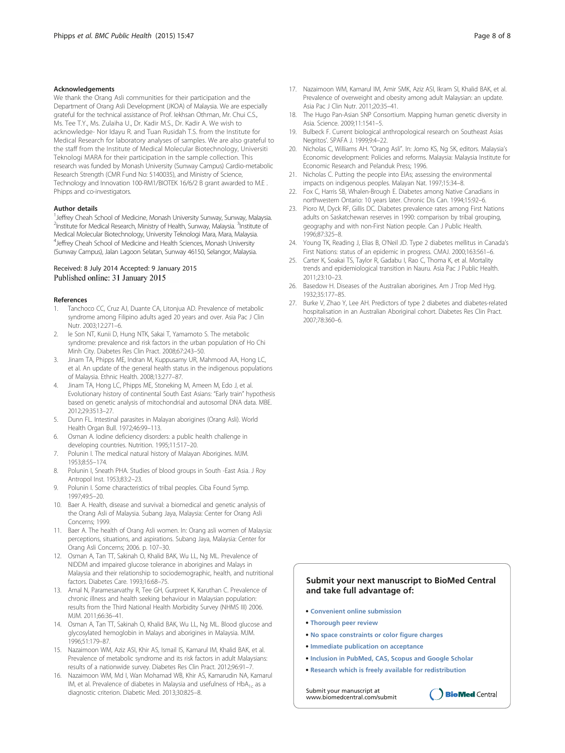### Acknowledgements

We thank the Orang Asli communities for their participation and the Department of Orang Asli Development (JKOA) of Malaysia. We are especially grateful for the technical assistance of Prof. Iekhsan Othman, Mr. Chui C.S., Ms. Tee T.Y., Ms. Zulaiha U., Dr. Kadir M.S., Dr. Kadir A. We wish to acknowledge- Nor Idayu R. and Tuan Rusidah T.S. from the Institute for Medical Research for laboratory analyses of samples. We are also grateful to the staff from the Institute of Medical Molecular Biotechnology, Universiti Teknologi MARA for their participation in the sample collection. This research was funded by Monash University (Sunway Campus) Cardio-metabolic Research Strength (CMR Fund No: 5140035), and Ministry of Science, Technology and Innovation 100-RM1/BIOTEK 16/6/2 B grant awarded to M.E . Phipps and co-investigators.

### Author details

[1]Jeffrey Cheah School of Medicine, Monash University Sunway, Sunway, Malaysia. [2]Institute for Medical Research, Ministry of Health, Sunway, Malaysia. [3]Institute of Medical Molecular Biotechnology, University Teknologi Mara, Mara, Malaysia. [4]Jeffrey Cheah School of Medicine and Health Sciences, Monash University (Sunway Campus), Jalan Lagoon Selatan, Sunway 46150, Selangor, Malaysia.

Received: 8 July 2014 Accepted: 9 January 2015
Published online: 31 January 2015

### References

1. Tanchoco CC, Cruz AJ, Duante CA, Litonjua AD. Prevalence of metabolic syndrome among Filipino adults aged 20 years and over. Asia Pac J Clin Nutr. 2003;12:271–6.
2. le Son NT, Kunii D, Hung NTK, Sakai T, Yamamoto S. The metabolic syndrome: prevalence and risk factors in the urban population of Ho Chi Minh City. Diabetes Res Clin Pract. 2008;67:243–50.
3. Jinam TA, Phipps ME, Indran M, Kuppusamy UR, Mahmood AA, Hong LC, et al. An update of the general health status in the indigenous populations of Malaysia. Ethnic Health. 2008;13:277–87.
4. Jinam TA, Hong LC, Phipps ME, Stoneking M, Ameen M, Edo J, et al. Evolutionary history of continental South East Asians: "Early train" hypothesis based on genetic analysis of mitochondrial and autosomal DNA data. MBE. 2012;29:3513–27.
5. Dunn FL. Intestinal parasites in Malayan aborigines (Orang Asli). World Health Organ Bull. 1972;46:99–113.
6. Osman A. Iodine deficiency disorders: a public health challenge in developing countries. Nutrition. 1995;11:517–20.
7. Polunin I. The medical natural history of Malayan Aborigines. MJM. 1953;8:55–174.
8. Polunin I, Sneath PHA. Studies of blood groups in South -East Asia. J Roy Antropol Inst. 1953;83:2–23.
9. Polunin I. Some characteristics of tribal peoples. Ciba Found Symp. 1997;49:5–20.
10. Baer A. Health, disease and survival: a biomedical and genetic analysis of the Orang Asli of Malaysia. Subang Jaya, Malaysia: Center for Orang Asli Concerns; 1999.
11. Baer A. The health of Orang Asli women. In: Orang asli women of Malaysia: perceptions, situations, and aspirations. Subang Jaya, Malaysia: Center for Orang Asli Concerns; 2006. p. 107–30.
12. Osman A, Tan TT, Sakinah O, Khalid BAK, Wu LL, Ng ML. Prevalence of NIDDM and impaired glucose tolerance in aborigines and Malays in Malaysia and their relationship to sociodemographic, health, and nutritional factors. Diabetes Care. 1993;16:68–75.
13. Amal N, Paramesarvathy R, Tee GH, Gurpreet K, Karuthan C. Prevalence of chronic illness and health seeking behaviour in Malaysian population: results from the Third National Health Morbidity Survey (NHMS III) 2006. MJM. 2011;66:36–41.
14. Osman A, Tan TT, Sakinah O, Khalid BAK, Wu LL, Ng ML. Blood glucose and glycosylated hemoglobin in Malays and aborigines in Malaysia. MJM. 1996;51:179–87.
15. Nazaimoon WM, Aziz ASI, Khir AS, Ismail IS, Kamarul IM, Khalid BAK, et al. Prevalence of metabolic syndrome and its risk factors in adult Malaysians: results of a nationwide survey. Diabetes Res Clin Pract. 2012;96:91–7.
16. Nazaimoon WM, Md I, Wan Mohamad WB, Khir AS, Kamarudin NA, Kamarul IM, et al. Prevalence of diabetes in Malaysia and usefulness of $HbA_{1c}$ as a diagnostic criterion. Diabetic Med. 2013;30:825–8.
17. Nazaimoon WM, Kamarul IM, Amir SMK, Aziz ASI, Ikram SI, Khalid BAK, et al. Prevalence of overweight and obesity among adult Malaysian: an update. Asia Pac J Clin Nutr. 2011;20:35–41.
18. The Hugo Pan-Asian SNP Consortium. Mapping human genetic diversity in Asia. Science. 2009;11:1541–5.
19. Bulbeck F. Current biological anthropological research on Southeast Asias Negritos'. SPAFA J. 1999;9:4–22.
20. Nicholas C, Williams AH. "Orang Asli". In: Jomo KS, Ng SK, editors. Malaysia's Economic development: Policies and reforms. Malaysia: Malaysia Institute for Economic Research and Pelanduk Press; 1996.
21. Nicholas C. Putting the people into EIAs; assessing the environmental impacts on indigenous peoples. Malayan Nat. 1997;15:34–8.
22. Fox C, Harris SB, Whalen-Brough E. Diabetes among Native Canadians in northwestern Ontario: 10 years later. Chronic Dis Can. 1994;15:92–6.
23. Pioro M, Dyck RF, Gillis DC. Diabetes prevalence rates among First Nations adults on Saskatchewan reserves in 1990: comparison by tribal grouping, geography and with non-First Nation people. Can J Public Health. 1996;87:325–8.
24. Young TK, Reading J, Elias B, O'Neil JD. Type 2 diabetes mellitus in Canada's First Nations: status of an epidemic in progress. CMAJ. 2000;163:561–6.
25. Carter K, Soakai TS, Taylor R, Gadabu I, Rao C, Thoma K, et al. Mortality trends and epidemiological transition in Nauru. Asia Pac J Public Health. 2011;23:10–23.
26. Basedow H. Diseases of the Australian aborigines. Am J Trop Med Hyg. 1932;35:177–85.
27. Burke V, Zhao Y, Lee AH. Predictors of type 2 diabetes and diabetes-related hospitalisation in an Australian Aboriginal cohort. Diabetes Res Clin Pract. 2007;78:360–6.

**Submit your next manuscript to BioMed Central and take full advantage of:**

- **Convenient online submission**
- **Thorough peer review**
- **No space constraints or color figure charges**
- **Immediate publication on acceptance**
- **Inclusion in PubMed, CAS, Scopus and Google Scholar**
- **Research which is freely available for redistribution**

Submit your manuscript at
www.biomedcentral.com/submit

BioMed Central